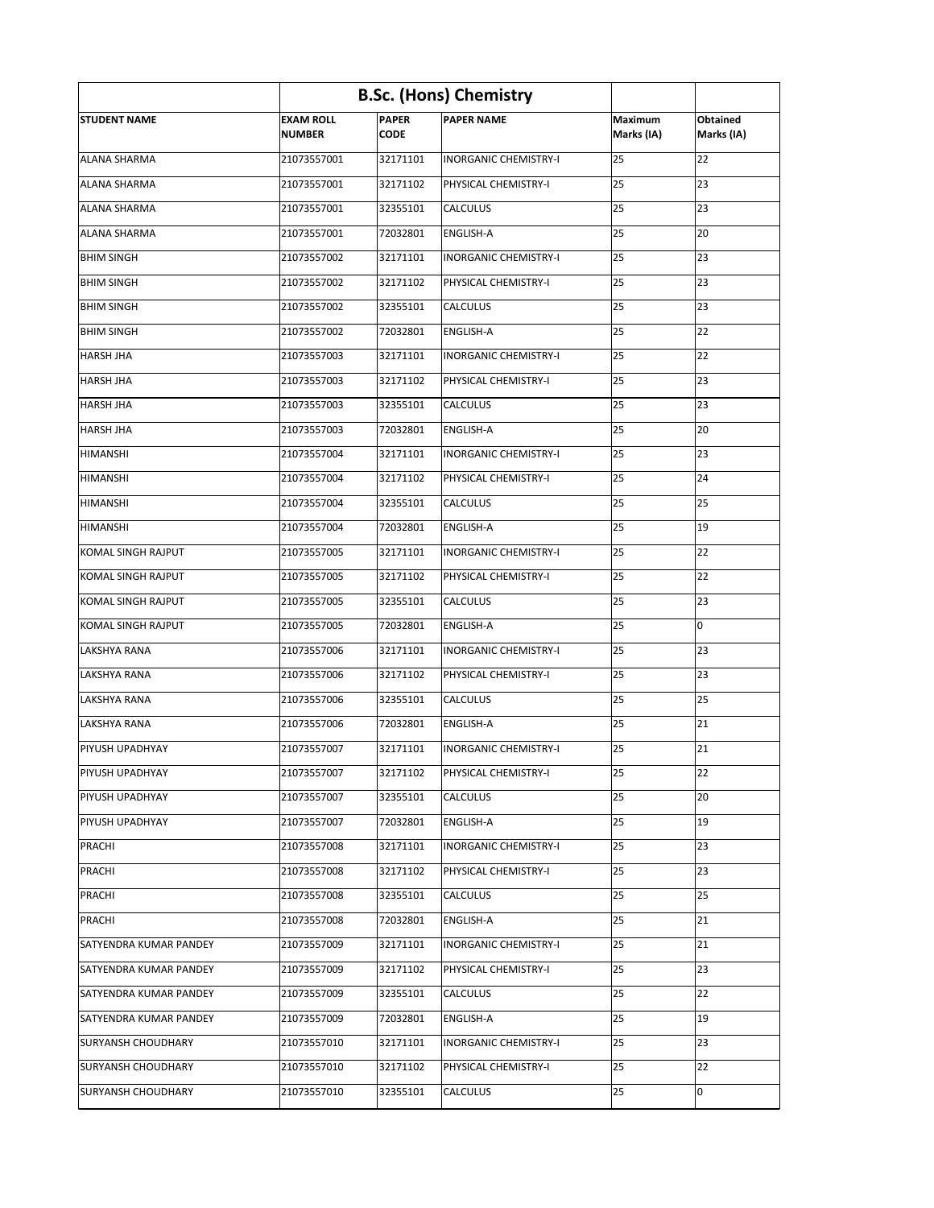| | B.Sc. (Hons) Chemistry | | | | |
|---|---|---|---|---|---|
| **STUDENT NAME** | **EXAM ROLL NUMBER** | **PAPER CODE** | **PAPER NAME** | **Maximum Marks (IA)** | **Obtained Marks (IA)** |
| ALANA SHARMA | 21073557001 | 32171101 | INORGANIC CHEMISTRY-I | 25 | 22 |
| ALANA SHARMA | 21073557001 | 32171102 | PHYSICAL CHEMISTRY-I | 25 | 23 |
| ALANA SHARMA | 21073557001 | 32355101 | CALCULUS | 25 | 23 |
| ALANA SHARMA | 21073557001 | 72032801 | ENGLISH-A | 25 | 20 |
| BHIM SINGH | 21073557002 | 32171101 | INORGANIC CHEMISTRY-I | 25 | 23 |
| BHIM SINGH | 21073557002 | 32171102 | PHYSICAL CHEMISTRY-I | 25 | 23 |
| BHIM SINGH | 21073557002 | 32355101 | CALCULUS | 25 | 23 |
| BHIM SINGH | 21073557002 | 72032801 | ENGLISH-A | 25 | 22 |
| HARSH JHA | 21073557003 | 32171101 | INORGANIC CHEMISTRY-I | 25 | 22 |
| HARSH JHA | 21073557003 | 32171102 | PHYSICAL CHEMISTRY-I | 25 | 23 |
| HARSH JHA | 21073557003 | 32355101 | CALCULUS | 25 | 23 |
| HARSH JHA | 21073557003 | 72032801 | ENGLISH-A | 25 | 20 |
| HIMANSHI | 21073557004 | 32171101 | INORGANIC CHEMISTRY-I | 25 | 23 |
| HIMANSHI | 21073557004 | 32171102 | PHYSICAL CHEMISTRY-I | 25 | 24 |
| HIMANSHI | 21073557004 | 32355101 | CALCULUS | 25 | 25 |
| HIMANSHI | 21073557004 | 72032801 | ENGLISH-A | 25 | 19 |
| KOMAL SINGH RAJPUT | 21073557005 | 32171101 | INORGANIC CHEMISTRY-I | 25 | 22 |
| KOMAL SINGH RAJPUT | 21073557005 | 32171102 | PHYSICAL CHEMISTRY-I | 25 | 22 |
| KOMAL SINGH RAJPUT | 21073557005 | 32355101 | CALCULUS | 25 | 23 |
| KOMAL SINGH RAJPUT | 21073557005 | 72032801 | ENGLISH-A | 25 | 0 |
| LAKSHYA RANA | 21073557006 | 32171101 | INORGANIC CHEMISTRY-I | 25 | 23 |
| LAKSHYA RANA | 21073557006 | 32171102 | PHYSICAL CHEMISTRY-I | 25 | 23 |
| LAKSHYA RANA | 21073557006 | 32355101 | CALCULUS | 25 | 25 |
| LAKSHYA RANA | 21073557006 | 72032801 | ENGLISH-A | 25 | 21 |
| PIYUSH UPADHYAY | 21073557007 | 32171101 | INORGANIC CHEMISTRY-I | 25 | 21 |
| PIYUSH UPADHYAY | 21073557007 | 32171102 | PHYSICAL CHEMISTRY-I | 25 | 22 |
| PIYUSH UPADHYAY | 21073557007 | 32355101 | CALCULUS | 25 | 20 |
| PIYUSH UPADHYAY | 21073557007 | 72032801 | ENGLISH-A | 25 | 19 |
| PRACHI | 21073557008 | 32171101 | INORGANIC CHEMISTRY-I | 25 | 23 |
| PRACHI | 21073557008 | 32171102 | PHYSICAL CHEMISTRY-I | 25 | 23 |
| PRACHI | 21073557008 | 32355101 | CALCULUS | 25 | 25 |
| PRACHI | 21073557008 | 72032801 | ENGLISH-A | 25 | 21 |
| SATYENDRA KUMAR PANDEY | 21073557009 | 32171101 | INORGANIC CHEMISTRY-I | 25 | 21 |
| SATYENDRA KUMAR PANDEY | 21073557009 | 32171102 | PHYSICAL CHEMISTRY-I | 25 | 23 |
| SATYENDRA KUMAR PANDEY | 21073557009 | 32355101 | CALCULUS | 25 | 22 |
| SATYENDRA KUMAR PANDEY | 21073557009 | 72032801 | ENGLISH-A | 25 | 19 |
| SURYANSH CHOUDHARY | 21073557010 | 32171101 | INORGANIC CHEMISTRY-I | 25 | 23 |
| SURYANSH CHOUDHARY | 21073557010 | 32171102 | PHYSICAL CHEMISTRY-I | 25 | 22 |
| SURYANSH CHOUDHARY | 21073557010 | 32355101 | CALCULUS | 25 | 0 |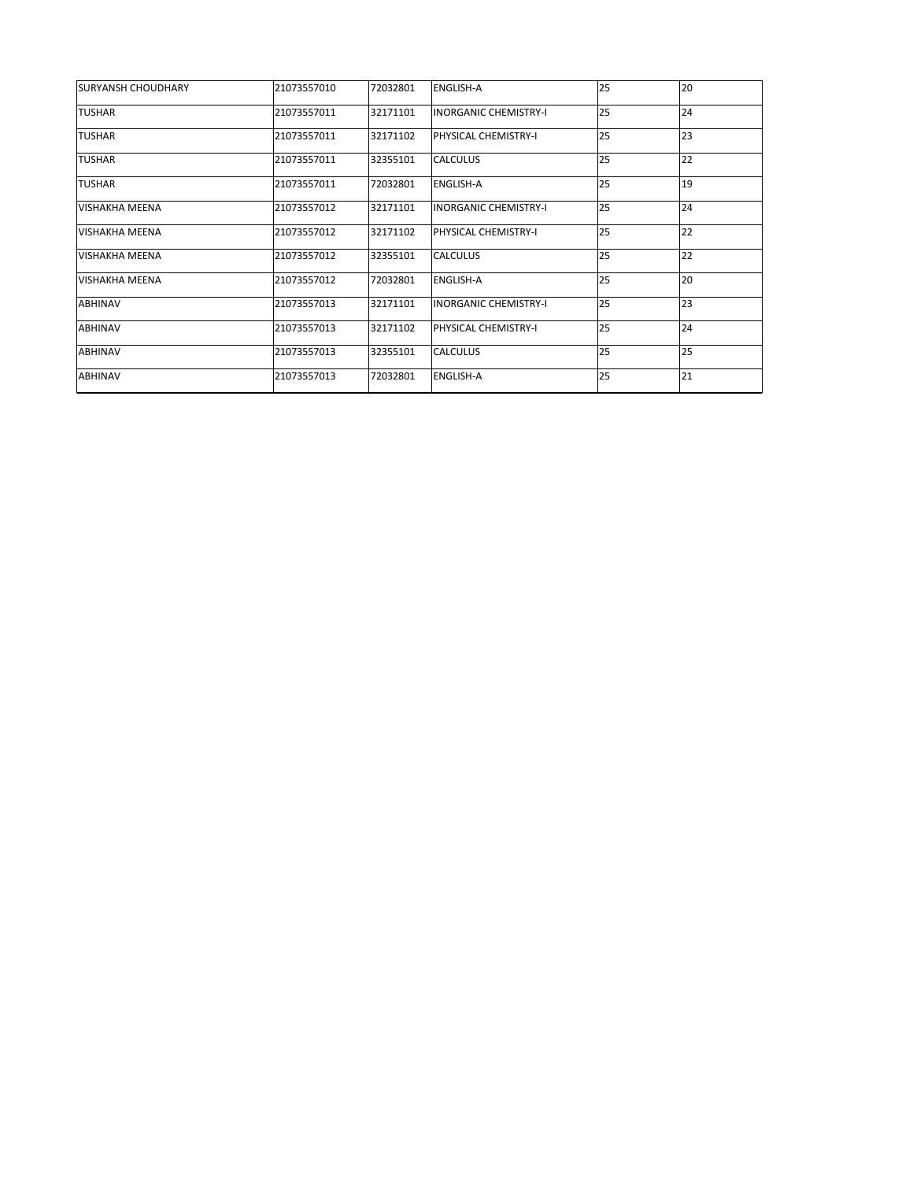| | | | | | |
|---|---|---|---|---|---|
| SURYANSH CHOUDHARY | 21073557010 | 72032801 | ENGLISH-A | 25 | 20 |
| TUSHAR | 21073557011 | 32171101 | INORGANIC CHEMISTRY-I | 25 | 24 |
| TUSHAR | 21073557011 | 32171102 | PHYSICAL CHEMISTRY-I | 25 | 23 |
| TUSHAR | 21073557011 | 32355101 | CALCULUS | 25 | 22 |
| TUSHAR | 21073557011 | 72032801 | ENGLISH-A | 25 | 19 |
| VISHAKHA MEENA | 21073557012 | 32171101 | INORGANIC CHEMISTRY-I | 25 | 24 |
| VISHAKHA MEENA | 21073557012 | 32171102 | PHYSICAL CHEMISTRY-I | 25 | 22 |
| VISHAKHA MEENA | 21073557012 | 32355101 | CALCULUS | 25 | 22 |
| VISHAKHA MEENA | 21073557012 | 72032801 | ENGLISH-A | 25 | 20 |
| ABHINAV | 21073557013 | 32171101 | INORGANIC CHEMISTRY-I | 25 | 23 |
| ABHINAV | 21073557013 | 32171102 | PHYSICAL CHEMISTRY-I | 25 | 24 |
| ABHINAV | 21073557013 | 32355101 | CALCULUS | 25 | 25 |
| ABHINAV | 21073557013 | 72032801 | ENGLISH-A | 25 | 21 |